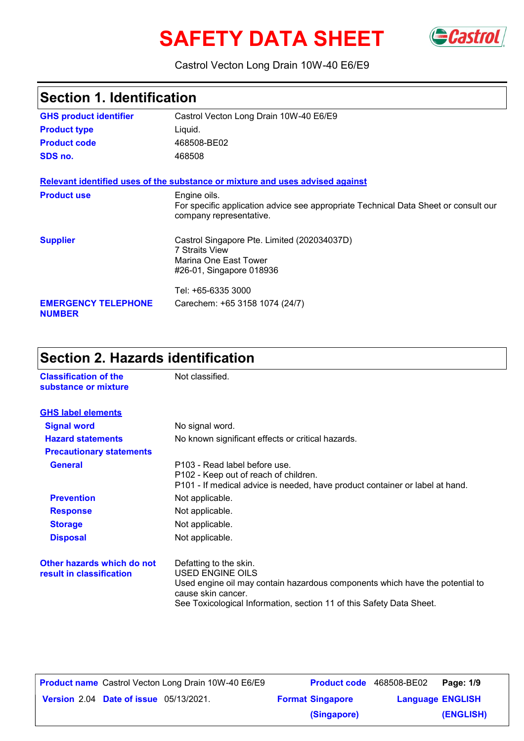# SAFETY DATA SHEET

Castrol Vecton Long Drain 10W-40 E6/E9

## Section 1. Identification

| | |
|---|---|
| **GHS product identifier** | Castrol Vecton Long Drain 10W-40 E6/E9 |
| **Product type** | Liquid. |
| **Product code** | 468508-BE02 |
| **SDS no.** | 468508 |

**Relevant identified uses of the substance or mixture and uses advised against**

| | |
|---|---|
| **Product use** | Engine oils.<br>For specific application advice see appropriate Technical Data Sheet or consult our company representative. |
| **Supplier** | Castrol Singapore Pte. Limited (202034037D)<br>7 Straits View<br>Marina One East Tower<br>#26-01, Singapore 018936<br><br>Tel: +65-6335 3000 |
| **EMERGENCY TELEPHONE NUMBER** | Carechem: +65 3158 1074 (24/7) |

## Section 2. Hazards identification

| | |
|---|---|
| **Classification of the substance or mixture** | Not classified. |

**GHS label elements**

| | |
|---|---|
| **Signal word** | No signal word. |
| **Hazard statements** | No known significant effects or critical hazards. |
| **Precautionary statements** | |
| **General** | P103 - Read label before use.<br>P102 - Keep out of reach of children.<br>P101 - If medical advice is needed, have product container or label at hand. |
| **Prevention** | Not applicable. |
| **Response** | Not applicable. |
| **Storage** | Not applicable. |
| **Disposal** | Not applicable. |

| | |
|---|---|
| **Other hazards which do not result in classification** | Defatting to the skin.<br>USED ENGINE OILS<br>Used engine oil may contain hazardous components which have the potential to cause skin cancer.<br>See Toxicological Information, section 11 of this Safety Data Sheet. |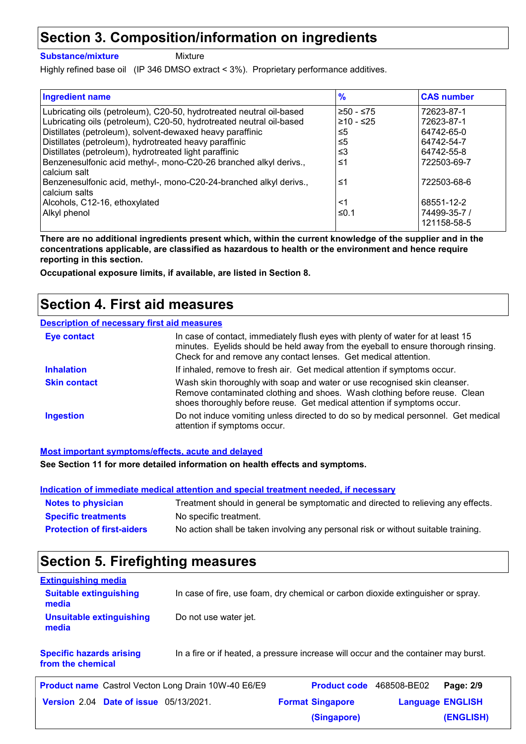# Section 3. Composition/information on ingredients

**Substance/mixture** Mixture

Highly refined base oil (IP 346 DMSO extract < 3%). Proprietary performance additives.

| Ingredient name | % | CAS number |
|---|---|---|
| Lubricating oils (petroleum), C20-50, hydrotreated neutral oil-based | ≥50 - ≤75 | 72623-87-1 |
| Lubricating oils (petroleum), C20-50, hydrotreated neutral oil-based | ≥10 - ≤25 | 72623-87-1 |
| Distillates (petroleum), solvent-dewaxed heavy paraffinic | ≤5 | 64742-65-0 |
| Distillates (petroleum), hydrotreated heavy paraffinic | ≤5 | 64742-54-7 |
| Distillates (petroleum), hydrotreated light paraffinic | ≤3 | 64742-55-8 |
| Benzenesulfonic acid methyl-, mono-C20-26 branched alkyl derivs., calcium salt | ≤1 | 722503-69-7 |
| Benzenesulfonic acid, methyl-, mono-C20-24-branched alkyl derivs., calcium salts | ≤1 | 722503-68-6 |
| Alcohols, C12-16, ethoxylated | <1 | 68551-12-2 |
| Alkyl phenol | ≤0.1 | 74499-35-7 / 121158-58-5 |

**There are no additional ingredients present which, within the current knowledge of the supplier and in the concentrations applicable, are classified as hazardous to health or the environment and hence require reporting in this section.**

**Occupational exposure limits, if available, are listed in Section 8.**

# Section 4. First aid measures

## Description of necessary first aid measures

**Eye contact** In case of contact, immediately flush eyes with plenty of water for at least 15 minutes. Eyelids should be held away from the eyeball to ensure thorough rinsing. Check for and remove any contact lenses. Get medical attention.

**Inhalation** If inhaled, remove to fresh air. Get medical attention if symptoms occur.

**Skin contact** Wash skin thoroughly with soap and water or use recognised skin cleanser. Remove contaminated clothing and shoes. Wash clothing before reuse. Clean shoes thoroughly before reuse. Get medical attention if symptoms occur.

**Ingestion** Do not induce vomiting unless directed to do so by medical personnel. Get medical attention if symptoms occur.

## Most important symptoms/effects, acute and delayed

**See Section 11 for more detailed information on health effects and symptoms.**

## Indication of immediate medical attention and special treatment needed, if necessary

**Notes to physician** Treatment should in general be symptomatic and directed to relieving any effects.

**Specific treatments** No specific treatment.

**Protection of first-aiders** No action shall be taken involving any personal risk or without suitable training.

# Section 5. Firefighting measures

## Extinguishing media

**Suitable extinguishing media** In case of fire, use foam, dry chemical or carbon dioxide extinguisher or spray.

**Unsuitable extinguishing media** Do not use water jet.

**Specific hazards arising from the chemical** In a fire or if heated, a pressure increase will occur and the container may burst.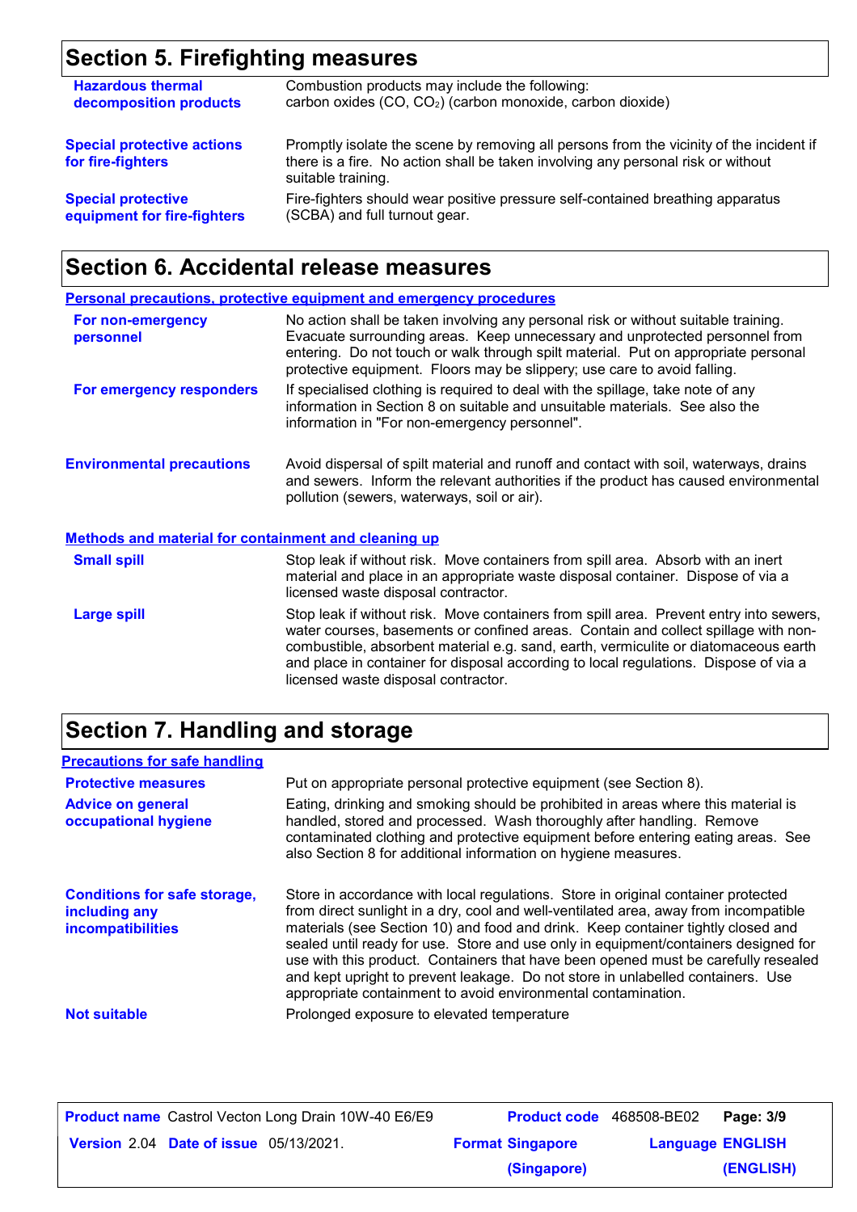## Section 5. Firefighting measures

| | |
|---|---|
| **Hazardous thermal decomposition products** | Combustion products may include the following: carbon oxides (CO, $CO_2$) (carbon monoxide, carbon dioxide) |
| **Special protective actions for fire-fighters** | Promptly isolate the scene by removing all persons from the vicinity of the incident if there is a fire. No action shall be taken involving any personal risk or without suitable training. |
| **Special protective equipment for fire-fighters** | Fire-fighters should wear positive pressure self-contained breathing apparatus (SCBA) and full turnout gear. |

## Section 6. Accidental release measures

**Personal precautions, protective equipment and emergency procedures**

| | |
|---|---|
| **For non-emergency personnel** | No action shall be taken involving any personal risk or without suitable training. Evacuate surrounding areas. Keep unnecessary and unprotected personnel from entering. Do not touch or walk through spilt material. Put on appropriate personal protective equipment. Floors may be slippery; use care to avoid falling. |
| **For emergency responders** | If specialised clothing is required to deal with the spillage, take note of any information in Section 8 on suitable and unsuitable materials. See also the information in "For non-emergency personnel". |
| **Environmental precautions** | Avoid dispersal of spilt material and runoff and contact with soil, waterways, drains and sewers. Inform the relevant authorities if the product has caused environmental pollution (sewers, waterways, soil or air). |

**Methods and material for containment and cleaning up**

| | |
|---|---|
| **Small spill** | Stop leak if without risk. Move containers from spill area. Absorb with an inert material and place in an appropriate waste disposal container. Dispose of via a licensed waste disposal contractor. |
| **Large spill** | Stop leak if without risk. Move containers from spill area. Prevent entry into sewers, water courses, basements or confined areas. Contain and collect spillage with non-combustible, absorbent material e.g. sand, earth, vermiculite or diatomaceous earth and place in container for disposal according to local regulations. Dispose of via a licensed waste disposal contractor. |

## Section 7. Handling and storage

**Precautions for safe handling**

| | |
|---|---|
| **Protective measures** | Put on appropriate personal protective equipment (see Section 8). |
| **Advice on general occupational hygiene** | Eating, drinking and smoking should be prohibited in areas where this material is handled, stored and processed. Wash thoroughly after handling. Remove contaminated clothing and protective equipment before entering eating areas. See also Section 8 for additional information on hygiene measures. |
| **Conditions for safe storage, including any incompatibilities** | Store in accordance with local regulations. Store in original container protected from direct sunlight in a dry, cool and well-ventilated area, away from incompatible materials (see Section 10) and food and drink. Keep container tightly closed and sealed until ready for use. Store and use only in equipment/containers designed for use with this product. Containers that have been opened must be carefully resealed and kept upright to prevent leakage. Do not store in unlabelled containers. Use appropriate containment to avoid environmental contamination. |
| **Not suitable** | Prolonged exposure to elevated temperature |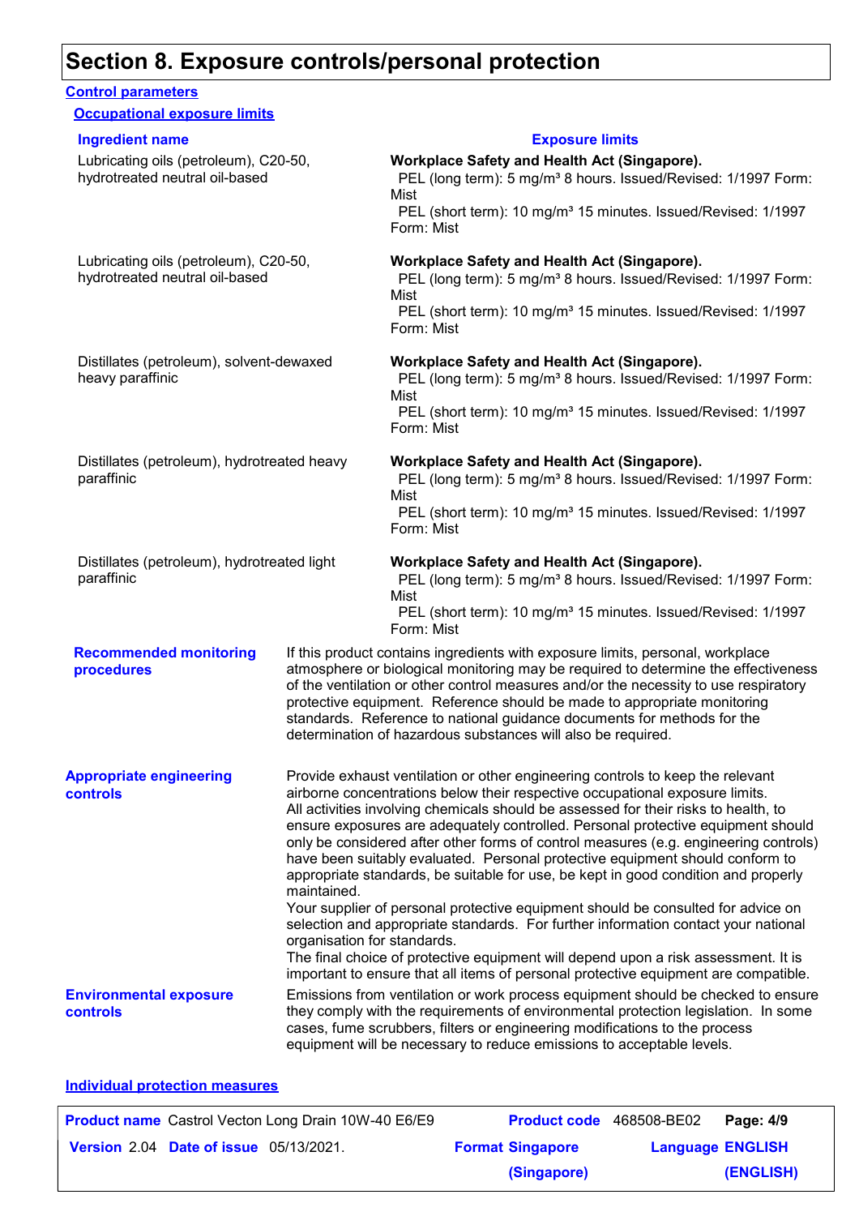# Section 8. Exposure controls/personal protection

### Control parameters

#### Occupational exposure limits

| Ingredient name | Exposure limits |
| --- | --- |
| Lubricating oils (petroleum), C20-50, hydrotreated neutral oil-based | **Workplace Safety and Health Act (Singapore).** PEL (long term): 5 mg/m³ 8 hours. Issued/Revised: 1/1997 Form: Mist PEL (short term): 10 mg/m³ 15 minutes. Issued/Revised: 1/1997 Form: Mist |
| Lubricating oils (petroleum), C20-50, hydrotreated neutral oil-based | **Workplace Safety and Health Act (Singapore).** PEL (long term): 5 mg/m³ 8 hours. Issued/Revised: 1/1997 Form: Mist PEL (short term): 10 mg/m³ 15 minutes. Issued/Revised: 1/1997 Form: Mist |
| Distillates (petroleum), solvent-dewaxed heavy paraffinic | **Workplace Safety and Health Act (Singapore).** PEL (long term): 5 mg/m³ 8 hours. Issued/Revised: 1/1997 Form: Mist PEL (short term): 10 mg/m³ 15 minutes. Issued/Revised: 1/1997 Form: Mist |
| Distillates (petroleum), hydrotreated heavy paraffinic | **Workplace Safety and Health Act (Singapore).** PEL (long term): 5 mg/m³ 8 hours. Issued/Revised: 1/1997 Form: Mist PEL (short term): 10 mg/m³ 15 minutes. Issued/Revised: 1/1997 Form: Mist |
| Distillates (petroleum), hydrotreated light paraffinic | **Workplace Safety and Health Act (Singapore).** PEL (long term): 5 mg/m³ 8 hours. Issued/Revised: 1/1997 Form: Mist PEL (short term): 10 mg/m³ 15 minutes. Issued/Revised: 1/1997 Form: Mist |

**Recommended monitoring procedures**

If this product contains ingredients with exposure limits, personal, workplace atmosphere or biological monitoring may be required to determine the effectiveness of the ventilation or other control measures and/or the necessity to use respiratory protective equipment. Reference should be made to appropriate monitoring standards. Reference to national guidance documents for methods for the determination of hazardous substances will also be required.

**Appropriate engineering controls**

Provide exhaust ventilation or other engineering controls to keep the relevant airborne concentrations below their respective occupational exposure limits.
All activities involving chemicals should be assessed for their risks to health, to ensure exposures are adequately controlled. Personal protective equipment should only be considered after other forms of control measures (e.g. engineering controls) have been suitably evaluated. Personal protective equipment should conform to appropriate standards, be suitable for use, be kept in good condition and properly maintained.
Your supplier of personal protective equipment should be consulted for advice on selection and appropriate standards. For further information contact your national organisation for standards.
The final choice of protective equipment will depend upon a risk assessment. It is important to ensure that all items of personal protective equipment are compatible.

**Environmental exposure controls**

Emissions from ventilation or work process equipment should be checked to ensure they comply with the requirements of environmental protection legislation. In some cases, fume scrubbers, filters or engineering modifications to the process equipment will be necessary to reduce emissions to acceptable levels.

### Individual protection measures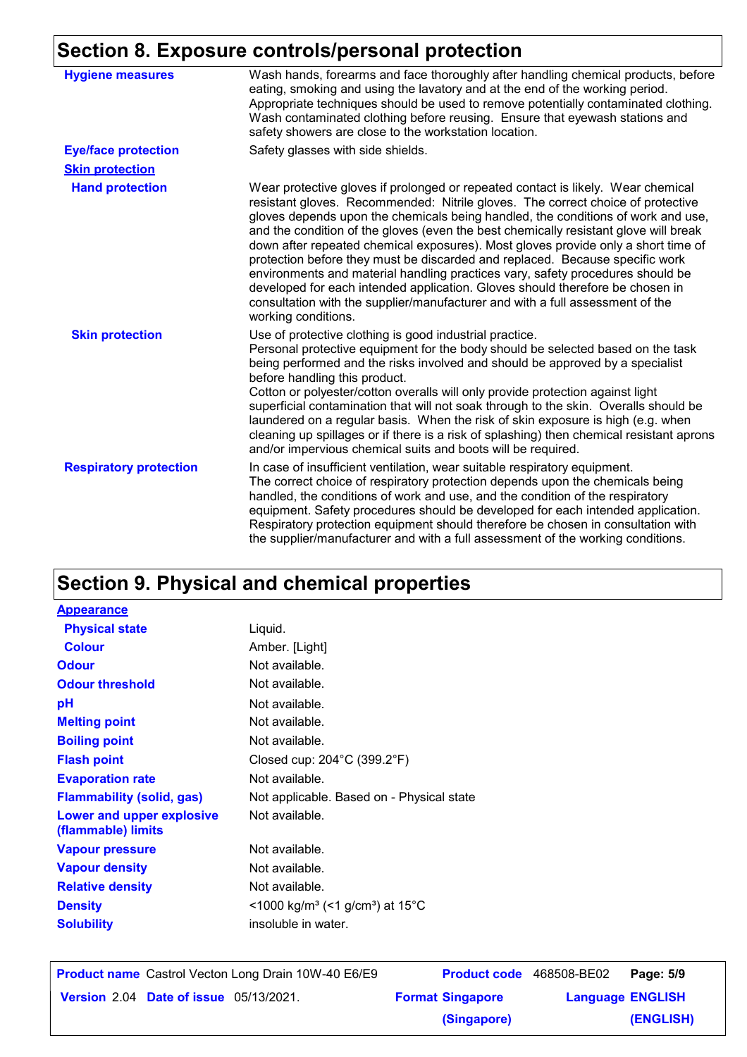## Section 8. Exposure controls/personal protection

| | |
|---|---|
| **Hygiene measures** | Wash hands, forearms and face thoroughly after handling chemical products, before eating, smoking and using the lavatory and at the end of the working period. Appropriate techniques should be used to remove potentially contaminated clothing. Wash contaminated clothing before reusing. Ensure that eyewash stations and safety showers are close to the workstation location. |
| **Eye/face protection** | Safety glasses with side shields. |
| **Skin protection** | |
| **Hand protection** | Wear protective gloves if prolonged or repeated contact is likely. Wear chemical resistant gloves. Recommended: Nitrile gloves. The correct choice of protective gloves depends upon the chemicals being handled, the conditions of work and use, and the condition of the gloves (even the best chemically resistant glove will break down after repeated chemical exposures). Most gloves provide only a short time of protection before they must be discarded and replaced. Because specific work environments and material handling practices vary, safety procedures should be developed for each intended application. Gloves should therefore be chosen in consultation with the supplier/manufacturer and with a full assessment of the working conditions. |
| **Skin protection** | Use of protective clothing is good industrial practice.<br>Personal protective equipment for the body should be selected based on the task being performed and the risks involved and should be approved by a specialist before handling this product.<br>Cotton or polyester/cotton overalls will only provide protection against light superficial contamination that will not soak through to the skin. Overalls should be laundered on a regular basis. When the risk of skin exposure is high (e.g. when cleaning up spillages or if there is a risk of splashing) then chemical resistant aprons and/or impervious chemical suits and boots will be required. |
| **Respiratory protection** | In case of insufficient ventilation, wear suitable respiratory equipment.<br>The correct choice of respiratory protection depends upon the chemicals being handled, the conditions of work and use, and the condition of the respiratory equipment. Safety procedures should be developed for each intended application. Respiratory protection equipment should therefore be chosen in consultation with the supplier/manufacturer and with a full assessment of the working conditions. |

## Section 9. Physical and chemical properties

| | |
|---|---|
| **Appearance** | |
| **Physical state** | Liquid. |
| **Colour** | Amber. [Light] |
| **Odour** | Not available. |
| **Odour threshold** | Not available. |
| **pH** | Not available. |
| **Melting point** | Not available. |
| **Boiling point** | Not available. |
| **Flash point** | Closed cup: 204°C (399.2°F) |
| **Evaporation rate** | Not available. |
| **Flammability (solid, gas)** | Not applicable. Based on - Physical state |
| **Lower and upper explosive (flammable) limits** | Not available. |
| **Vapour pressure** | Not available. |
| **Vapour density** | Not available. |
| **Relative density** | Not available. |
| **Density** | <1000 kg/m³ (<1 g/cm³) at 15°C |
| **Solubility** | insoluble in water. |

| | | | |
|---|---|---|---|
| **Product name** Castrol Vecton Long Drain 10W-40 E6/E9 | | **Product code** 468508-BE02 | |
| **Version** 2.04 | **Date of issue** 05/13/2021. | **Format** Singapore (Singapore) | **Language** ENGLISH (ENGLISH) |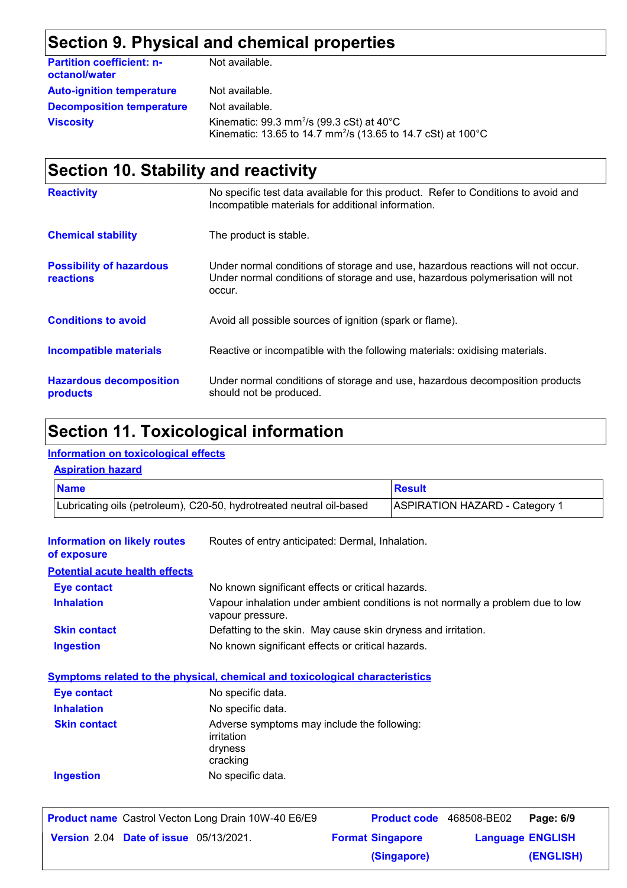## Section 9. Physical and chemical properties

| | |
|---|---|
| **Partition coefficient: n-octanol/water** | Not available. |
| **Auto-ignition temperature** | Not available. |
| **Decomposition temperature** | Not available. |
| **Viscosity** | Kinematic: 99.3 $mm^2/s$ (99.3 cSt) at 40°C<br>Kinematic: 13.65 to 14.7 $mm^2/s$ (13.65 to 14.7 cSt) at 100°C |

## Section 10. Stability and reactivity

**Reactivity**: No specific test data available for this product. Refer to Conditions to avoid and Incompatible materials for additional information.

**Chemical stability**: The product is stable.

**Possibility of hazardous reactions**: Under normal conditions of storage and use, hazardous reactions will not occur. Under normal conditions of storage and use, hazardous polymerisation will not occur.

**Conditions to avoid**: Avoid all possible sources of ignition (spark or flame).

**Incompatible materials**: Reactive or incompatible with the following materials: oxidising materials.

**Hazardous decomposition products**: Under normal conditions of storage and use, hazardous decomposition products should not be produced.

## Section 11. Toxicological information

### Information on toxicological effects

#### Aspiration hazard

| Name | Result |
|---|---|
| Lubricating oils (petroleum), C20-50, hydrotreated neutral oil-based | ASPIRATION HAZARD - Category 1 |

**Information on likely routes of exposure**: Routes of entry anticipated: Dermal, Inhalation.

#### Potential acute health effects

**Eye contact**: No known significant effects or critical hazards.

**Inhalation**: Vapour inhalation under ambient conditions is not normally a problem due to low vapour pressure.

**Skin contact**: Defatting to the skin. May cause skin dryness and irritation.

**Ingestion**: No known significant effects or critical hazards.

#### Symptoms related to the physical, chemical and toxicological characteristics

**Eye contact**: No specific data.

**Inhalation**: No specific data.

**Skin contact**: Adverse symptoms may include the following:
irritation
dryness
cracking

**Ingestion**: No specific data.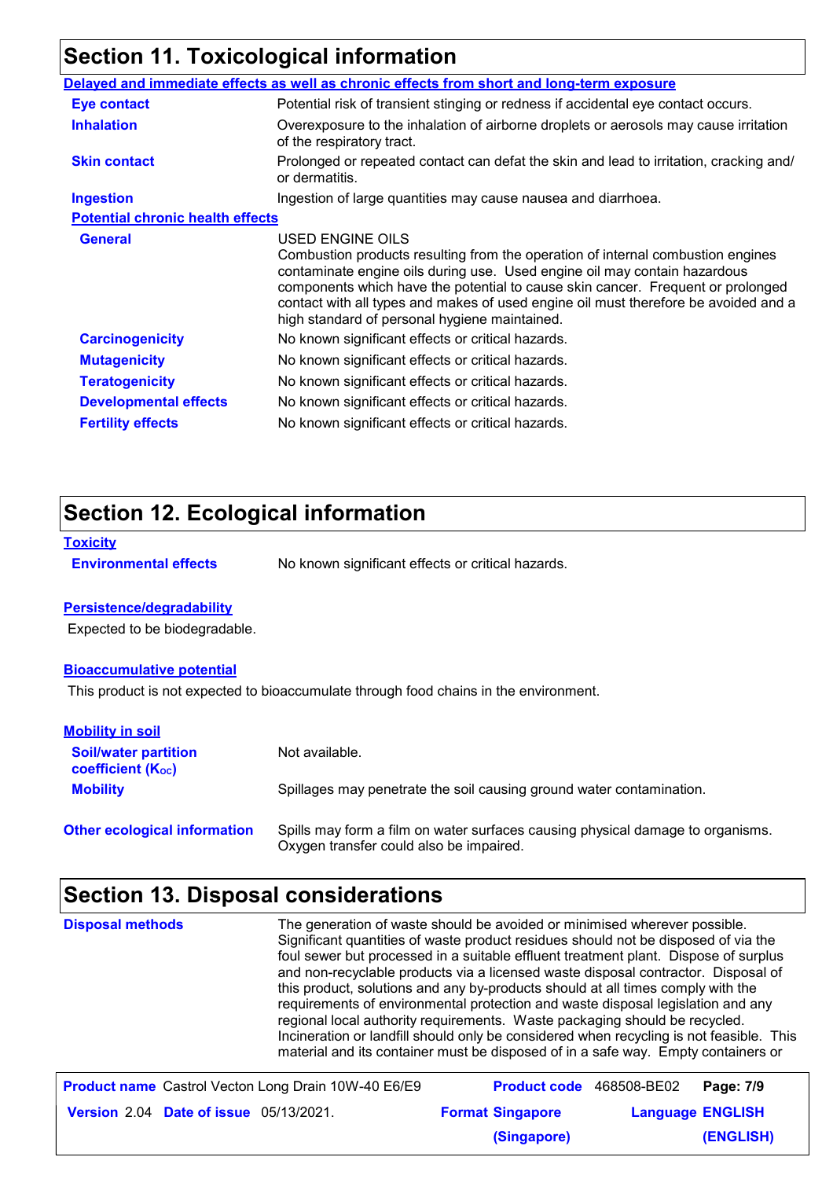## Section 11. Toxicological information

**Delayed and immediate effects as well as chronic effects from short and long-term exposure**

| | |
|---|---|
| **Eye contact** | Potential risk of transient stinging or redness if accidental eye contact occurs. |
| **Inhalation** | Overexposure to the inhalation of airborne droplets or aerosols may cause irritation of the respiratory tract. |
| **Skin contact** | Prolonged or repeated contact can defat the skin and lead to irritation, cracking and/or dermatitis. |
| **Ingestion** | Ingestion of large quantities may cause nausea and diarrhoea. |

**Potential chronic health effects**

| | |
|---|---|
| **General** | USED ENGINE OILS<br>Combustion products resulting from the operation of internal combustion engines contaminate engine oils during use. Used engine oil may contain hazardous components which have the potential to cause skin cancer. Frequent or prolonged contact with all types and makes of used engine oil must therefore be avoided and a high standard of personal hygiene maintained. |
| **Carcinogenicity** | No known significant effects or critical hazards. |
| **Mutagenicity** | No known significant effects or critical hazards. |
| **Teratogenicity** | No known significant effects or critical hazards. |
| **Developmental effects** | No known significant effects or critical hazards. |
| **Fertility effects** | No known significant effects or critical hazards. |

## Section 12. Ecological information

**Toxicity**

**Environmental effects** No known significant effects or critical hazards.

**Persistence/degradability**

Expected to be biodegradable.

**Bioaccumulative potential**

This product is not expected to bioaccumulate through food chains in the environment.

**Mobility in soil**

| | |
|---|---|
| **Soil/water partition coefficient ($K_{OC}$)** | Not available. |
| **Mobility** | Spillages may penetrate the soil causing ground water contamination. |

**Other ecological information** Spills may form a film on water surfaces causing physical damage to organisms. Oxygen transfer could also be impaired.

## Section 13. Disposal considerations

**Disposal methods** The generation of waste should be avoided or minimised wherever possible. Significant quantities of waste product residues should not be disposed of via the foul sewer but processed in a suitable effluent treatment plant. Dispose of surplus and non-recyclable products via a licensed waste disposal contractor. Disposal of this product, solutions and any by-products should at all times comply with the requirements of environmental protection and waste disposal legislation and any regional local authority requirements. Waste packaging should be recycled. Incineration or landfill should only be considered when recycling is not feasible. This material and its container must be disposed of in a safe way. Empty containers or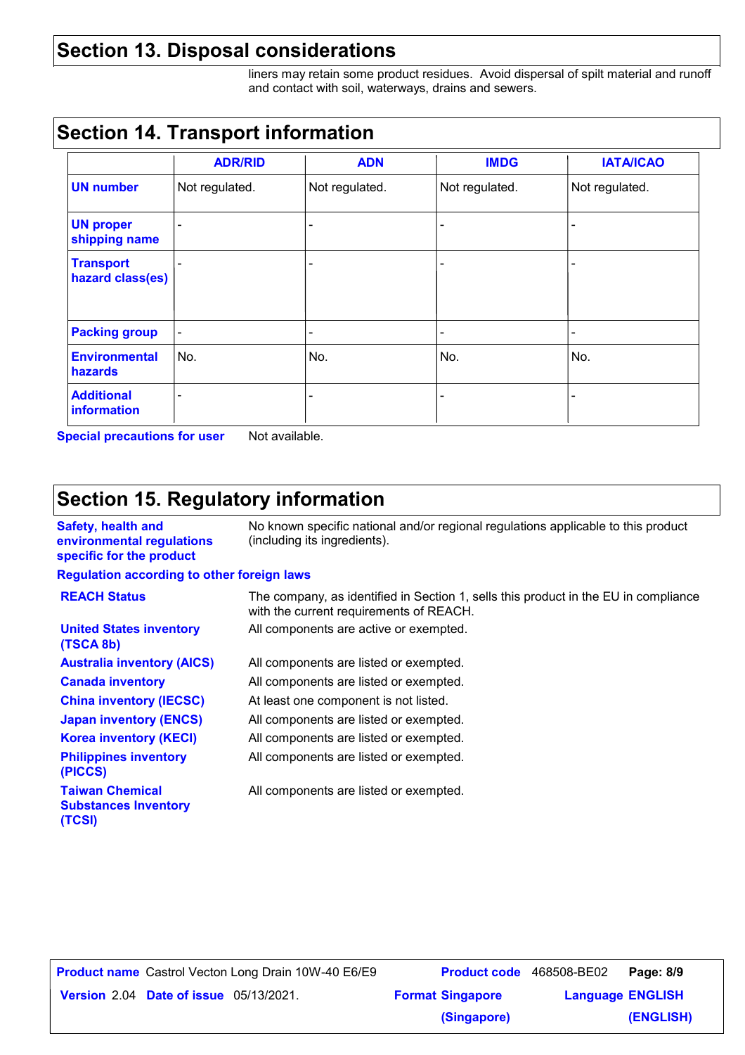## Section 13. Disposal considerations

liners may retain some product residues. Avoid dispersal of spilt material and runoff and contact with soil, waterways, drains and sewers.

## Section 14. Transport information

| | ADR/RID | ADN | IMDG | IATA/ICAO |
|---|---|---|---|---|
| **UN number** | Not regulated. | Not regulated. | Not regulated. | Not regulated. |
| **UN proper shipping name** | - | - | - | - |
| **Transport hazard class(es)** | - | - | - | - |
| **Packing group** | - | - | - | - |
| **Environmental hazards** | No. | No. | No. | No. |
| **Additional information** | - | - | - | - |

**Special precautions for user** Not available.

## Section 15. Regulatory information

**Safety, health and environmental regulations specific for the product**: No known specific national and/or regional regulations applicable to this product (including its ingredients).

**Regulation according to other foreign laws**

| | |
|---|---|
| **REACH Status** | The company, as identified in Section 1, sells this product in the EU in compliance with the current requirements of REACH. |
| **United States inventory (TSCA 8b)** | All components are active or exempted. |
| **Australia inventory (AICS)** | All components are listed or exempted. |
| **Canada inventory** | All components are listed or exempted. |
| **China inventory (IECSC)** | At least one component is not listed. |
| **Japan inventory (ENCS)** | All components are listed or exempted. |
| **Korea inventory (KECI)** | All components are listed or exempted. |
| **Philippines inventory (PICCS)** | All components are listed or exempted. |
| **Taiwan Chemical Substances Inventory (TCSI)** | All components are listed or exempted. |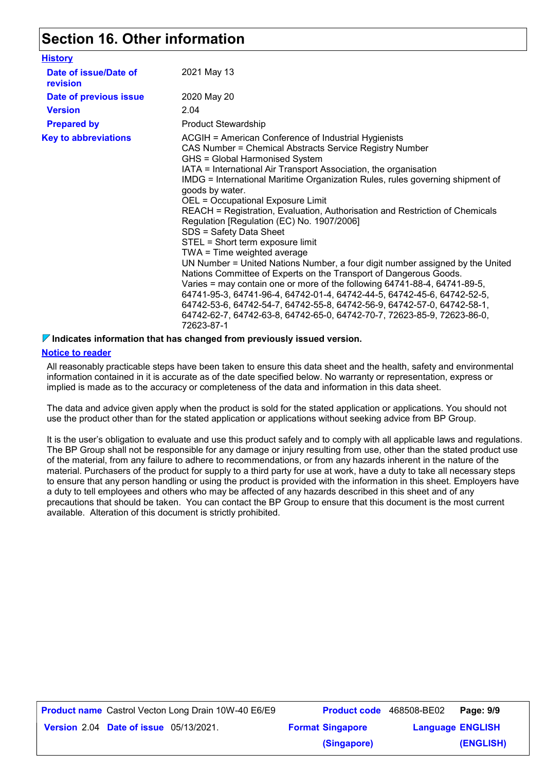# Section 16. Other information

**History**

| | |
|---|---|
| **Date of issue/Date of revision** | 2021 May 13 |
| **Date of previous issue** | 2020 May 20 |
| **Version** | 2.04 |
| **Prepared by** | Product Stewardship |
| **Key to abbreviations** | ACGIH = American Conference of Industrial Hygienists<br>CAS Number = Chemical Abstracts Service Registry Number<br>GHS = Global Harmonised System<br>IATA = International Air Transport Association, the organisation<br>IMDG = International Maritime Organization Rules, rules governing shipment of goods by water.<br>OEL = Occupational Exposure Limit<br>REACH = Registration, Evaluation, Authorisation and Restriction of Chemicals Regulation [Regulation (EC) No. 1907/2006]<br>SDS = Safety Data Sheet<br>STEL = Short term exposure limit<br>TWA = Time weighted average<br>UN Number = United Nations Number, a four digit number assigned by the United Nations Committee of Experts on the Transport of Dangerous Goods.<br>Varies = may contain one or more of the following 64741-88-4, 64741-89-5, 64741-95-3, 64741-96-4, 64742-01-4, 64742-44-5, 64742-45-6, 64742-52-5, 64742-53-6, 64742-54-7, 64742-55-8, 64742-56-9, 64742-57-0, 64742-58-1, 64742-62-7, 64742-63-8, 64742-65-0, 64742-70-7, 72623-85-9, 72623-86-0, 72623-87-1 |

**Indicates information that has changed from previously issued version.**

**Notice to reader**

All reasonably practicable steps have been taken to ensure this data sheet and the health, safety and environmental information contained in it is accurate as of the date specified below. No warranty or representation, express or implied is made as to the accuracy or completeness of the data and information in this data sheet.

The data and advice given apply when the product is sold for the stated application or applications. You should not use the product other than for the stated application or applications without seeking advice from BP Group.

It is the user's obligation to evaluate and use this product safely and to comply with all applicable laws and regulations. The BP Group shall not be responsible for any damage or injury resulting from use, other than the stated product use of the material, from any failure to adhere to recommendations, or from any hazards inherent in the nature of the material. Purchasers of the product for supply to a third party for use at work, have a duty to take all necessary steps to ensure that any person handling or using the product is provided with the information in this sheet. Employers have a duty to tell employees and others who may be affected of any hazards described in this sheet and of any precautions that should be taken. You can contact the BP Group to ensure that this document is the most current available. Alteration of this document is strictly prohibited.